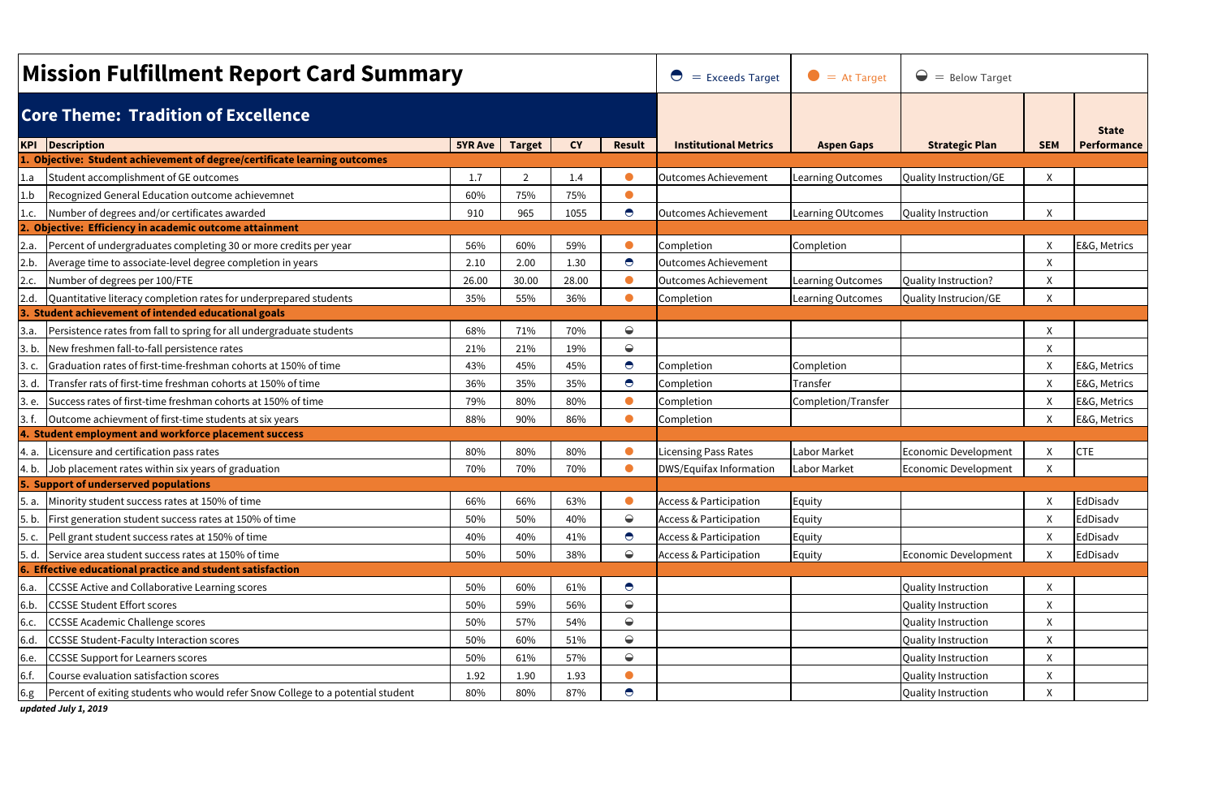# Mission Fulfillment Report Card Summary

◓ = Exceeds Target | ● = At Target | ◒ = Below Target

## Core Theme: Tradition of Excellence

| KPI | Description | 5YR Ave | Target | CY | Result | Institutional Metrics | Aspen Gaps | Strategic Plan | SEM | State Performance |
|---|---|---|---|---|---|---|---|---|---|---|
| **1. Objective: Student achievement of degree/certificate learning outcomes** | | | | | | | | | | |
| 1.a | Student accomplishment of GE outcomes | 1.7 | 2 | 1.4 | ● | Outcomes Achievement | Learning Outcomes | Quality Instruction/GE | X | |
| 1.b | Recognized General Education outcome achievemnet | 60% | 75% | 75% | ● | | | | | |
| 1.c. | Number of degrees and/or certificates awarded | 910 | 965 | 1055 | ◓ | Outcomes Achievement | Learning OUtcomes | Quality Instruction | X | |
| **2. Objective: Efficiency in academic outcome attainment** | | | | | | | | | | |
| 2.a. | Percent of undergraduates completing 30 or more credits per year | 56% | 60% | 59% | ● | Completion | Completion | | X | E&G, Metrics |
| 2.b. | Average time to associate-level degree completion in years | 2.10 | 2.00 | 1.30 | ◓ | Outcomes Achievement | | | X | |
| 2.c. | Number of degrees per 100/FTE | 26.00 | 30.00 | 28.00 | ● | Outcomes Achievement | Learning Outcomes | Quality Instruction? | X | |
| 2.d. | Quantitative literacy completion rates for underprepared students | 35% | 55% | 36% | ● | Completion | Learning Outcomes | Quality Instrucion/GE | X | |
| **3. Student achievement of intended educational goals** | | | | | | | | | | |
| 3.a. | Persistence rates from fall to spring for all undergraduate students | 68% | 71% | 70% | ◒ | | | | X | |
| 3. b. | New freshmen fall-to-fall persistence rates | 21% | 21% | 19% | ◒ | | | | X | |
| 3. c. | Graduation rates of first-time-freshman cohorts at 150% of time | 43% | 45% | 45% | ◓ | Completion | Completion | | X | E&G, Metrics |
| 3. d. | Transfer rats of first-time freshman cohorts at 150% of time | 36% | 35% | 35% | ◓ | Completion | Transfer | | X | E&G, Metrics |
| 3. e. | Success rates of first-time freshman cohorts at 150% of time | 79% | 80% | 80% | ● | Completion | Completion/Transfer | | X | E&G, Metrics |
| 3. f. | Outcome achievment of first-time students at six years | 88% | 90% | 86% | ● | Completion | | | X | E&G, Metrics |
| **4. Student employment and workforce placement success** | | | | | | | | | | |
| 4. a. | Licensure and certification pass rates | 80% | 80% | 80% | ● | Licensing Pass Rates | Labor Market | Economic Development | X | CTE |
| 4. b. | Job placement rates within six years of graduation | 70% | 70% | 70% | ● | DWS/Equifax Information | Labor Market | Economic Development | X | |
| **5. Support of underserved populations** | | | | | | | | | | |
| 5. a. | Minority student success rates at 150% of time | 66% | 66% | 63% | ● | Access & Participation | Equity | | X | EdDisadv |
| 5. b. | First generation student success rates at 150% of time | 50% | 50% | 40% | ◒ | Access & Participation | Equity | | X | EdDisadv |
| 5. c. | Pell grant student success rates at 150% of time | 40% | 40% | 41% | ◓ | Access & Participation | Equity | | X | EdDisadv |
| 5. d. | Service area student success rates at 150% of time | 50% | 50% | 38% | ◒ | Access & Participation | Equity | Economic Development | X | EdDisadv |
| **6. Effective educational practice and student satisfaction** | | | | | | | | | | |
| 6.a. | CCSSE Active and Collaborative Learning scores | 50% | 60% | 61% | ◓ | | | Quality Instruction | X | |
| 6.b. | CCSSE Student Effort scores | 50% | 59% | 56% | ◒ | | | Quality Instruction | X | |
| 6.c. | CCSSE Academic Challenge scores | 50% | 57% | 54% | ◒ | | | Quality Instruction | X | |
| 6.d. | CCSSE Student-Faculty Interaction scores | 50% | 60% | 51% | ◒ | | | Quality Instruction | X | |
| 6.e. | CCSSE Support for Learners scores | 50% | 61% | 57% | ◒ | | | Quality Instruction | X | |
| 6.f. | Course evaluation satisfaction scores | 1.92 | 1.90 | 1.93 | ● | | | Quality Instruction | X | |
| 6.g | Percent of exiting students who would refer Snow College to a potential student | 80% | 80% | 87% | ◓ | | | Quality Instruction | X | |

***updated July 1, 2019***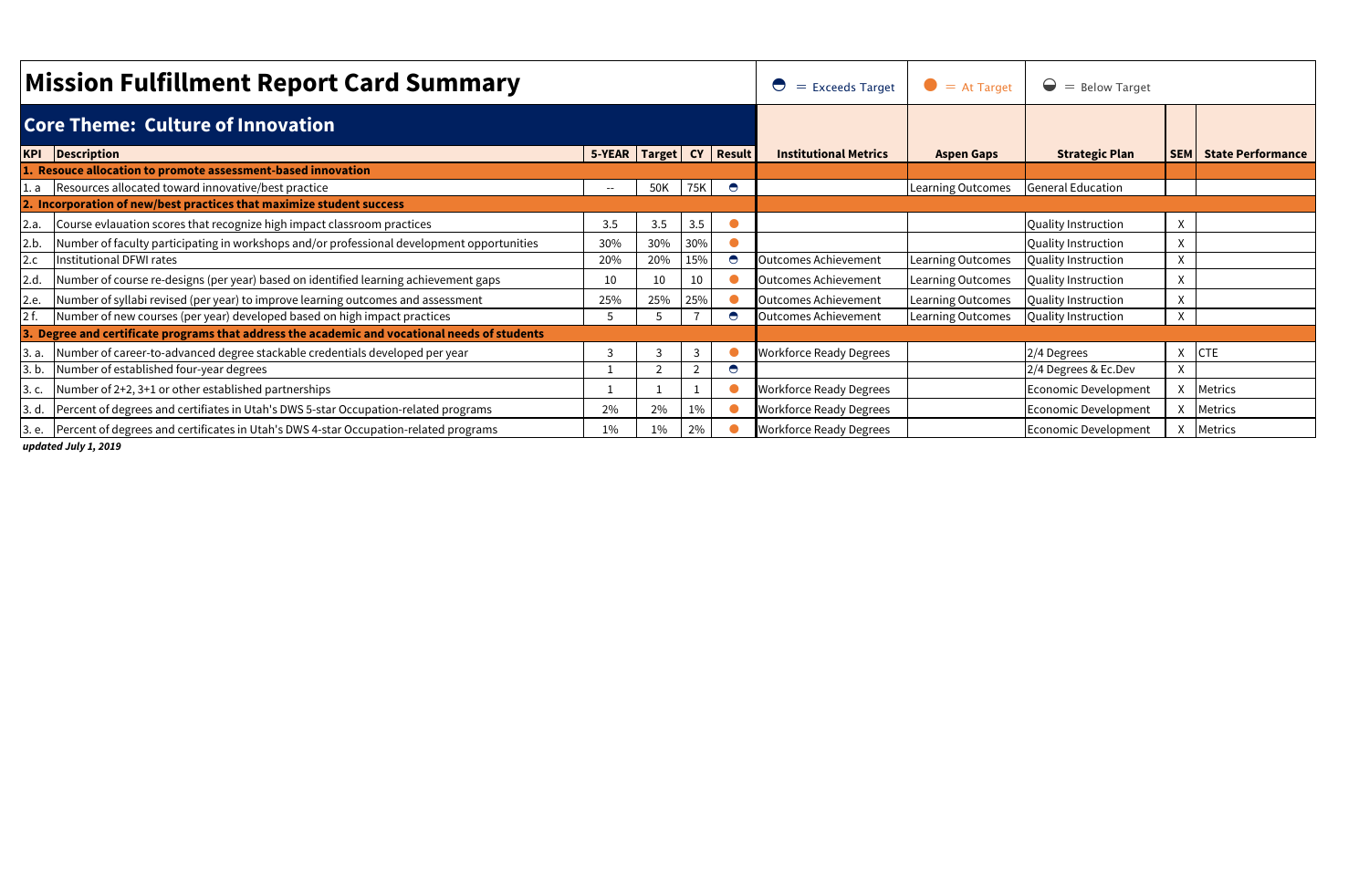# Mission Fulfillment Report Card Summary

◓ = Exceeds Target | ● = At Target | ◒ = Below Target

## Core Theme: Culture of Innovation

| KPI | Description | 5-YEAR | Target | CY | Result | Institutional Metrics | Aspen Gaps | Strategic Plan | SEM | State Performance |
|---|---|---|---|---|---|---|---|---|---|---|
| **1. Resouce allocation to promote assessment-based innovation** | | | | | | | | | | |
| 1. a | Resources allocated toward innovative/best practice | -- | 50K | 75K | ◓ | | Learning Outcomes | General Education | | |
| **2. Incorporation of new/best practices that maximize student success** | | | | | | | | | | |
| 2.a. | Course evlauation scores that recognize high impact classroom practices | 3.5 | 3.5 | 3.5 | ● | | | Quality Instruction | X | |
| 2.b. | Number of faculty participating in workshops and/or professional development opportunities | 30% | 30% | 30% | ● | | | Quality Instruction | X | |
| 2.c | Institutional DFWI rates | 20% | 20% | 15% | ◓ | Outcomes Achievement | Learning Outcomes | Quality Instruction | X | |
| 2.d. | Number of course re-designs (per year) based on identified learning achievement gaps | 10 | 10 | 10 | ● | Outcomes Achievement | Learning Outcomes | Quality Instruction | X | |
| 2.e. | Number of syllabi revised (per year) to improve learning outcomes and assessment | 25% | 25% | 25% | ● | Outcomes Achievement | Learning Outcomes | Quality Instruction | X | |
| 2 f. | Number of new courses (per year) developed based on high impact practices | 5 | 5 | 7 | ◓ | Outcomes Achievement | Learning Outcomes | Quality Instruction | X | |
| **3. Degree and certificate programs that address the academic and vocational needs of students** | | | | | | | | | | |
| 3. a. | Number of career-to-advanced degree stackable credentials developed per year | 3 | 3 | 3 | ● | Workforce Ready Degrees | | 2/4 Degrees | X | CTE |
| 3. b. | Number of established four-year degrees | 1 | 2 | 2 | ◓ | | | 2/4 Degrees & Ec.Dev | X | |
| 3. c. | Number of 2+2, 3+1 or other established partnerships | 1 | 1 | 1 | ● | Workforce Ready Degrees | | Economic Development | X | Metrics |
| 3. d. | Percent of degrees and certifiates in Utah's DWS 5-star Occupation-related programs | 2% | 2% | 1% | ● | Workforce Ready Degrees | | Economic Development | X | Metrics |
| 3. e. | Percent of degrees and certificates in Utah's DWS 4-star Occupation-related programs | 1% | 1% | 2% | ● | Workforce Ready Degrees | | Economic Development | X | Metrics |

***updated July 1, 2019***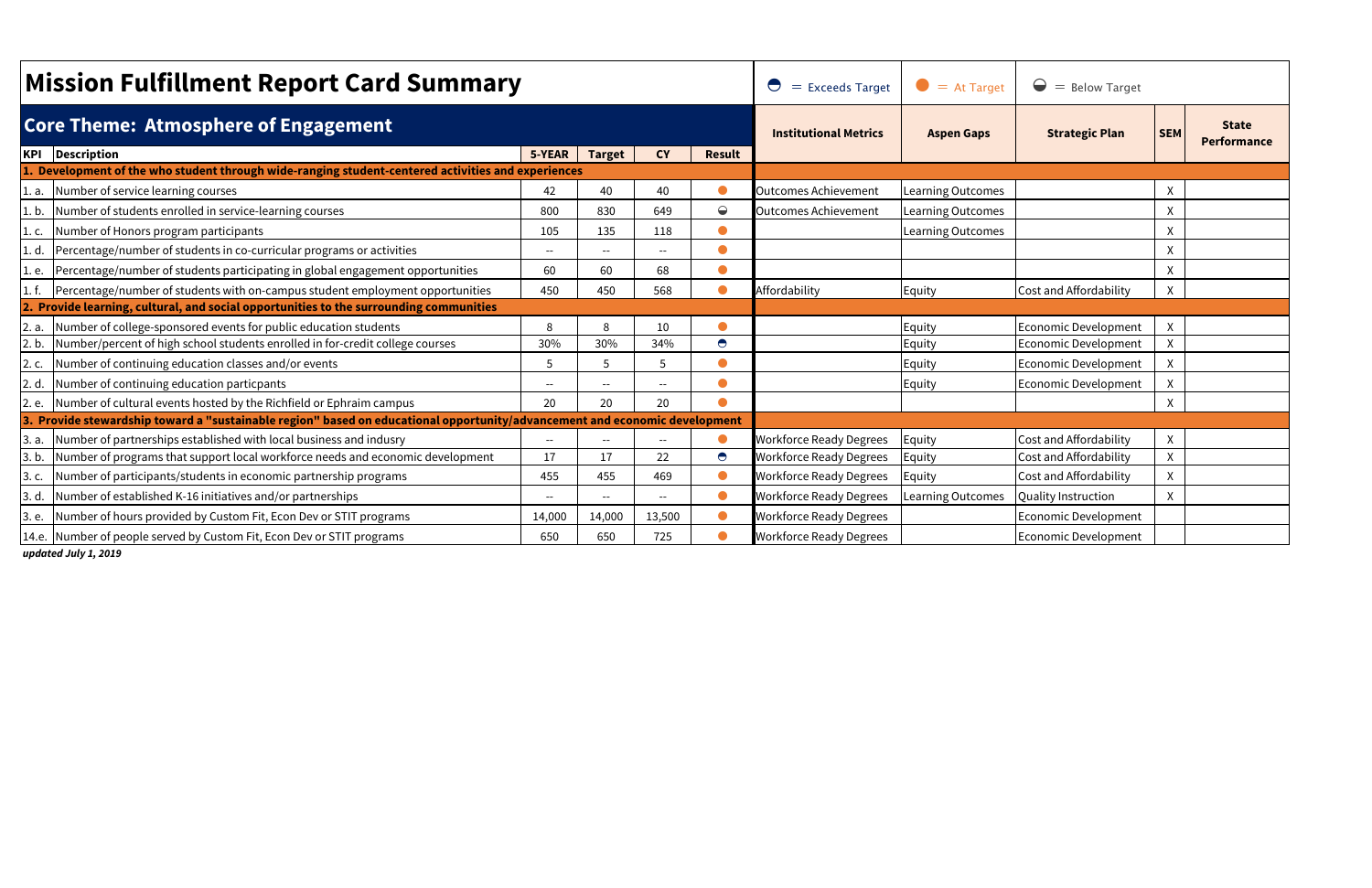# Mission Fulfillment Report Card Summary

◓ = Exceeds Target | ● = At Target | ◒ = Below Target

## Core Theme: Atmosphere of Engagement

| KPI | Description | 5-YEAR | Target | CY | Result | Institutional Metrics | Aspen Gaps | Strategic Plan | SEM | State Performance |
|---|---|---|---|---|---|---|---|---|---|---|
| **1. Development of the who student through wide-ranging student-centered activities and experiences** | | | | | | | | | | |
| 1. a. | Number of service learning courses | 42 | 40 | 40 | ● | Outcomes Achievement | Learning Outcomes | | X | |
| 1. b. | Number of students enrolled in service-learning courses | 800 | 830 | 649 | ◒ | Outcomes Achievement | Learning Outcomes | | X | |
| 1. c. | Number of Honors program participants | 105 | 135 | 118 | ● | | Learning Outcomes | | X | |
| 1. d. | Percentage/number of students in co-curricular programs or activities | -- | -- | -- | ● | | | | X | |
| 1. e. | Percentage/number of students participating in global engagement opportunities | 60 | 60 | 68 | ● | | | | X | |
| 1. f. | Percentage/number of students with on-campus student employment opportunities | 450 | 450 | 568 | ● | Affordability | Equity | Cost and Affordability | X | |
| **2. Provide learning, cultural, and social opportunities to the surrounding communities** | | | | | | | | | | |
| 2. a. | Number of college-sponsored events for public education students | 8 | 8 | 10 | ● | | Equity | Economic Development | X | |
| 2. b. | Number/percent of high school students enrolled in for-credit college courses | 30% | 30% | 34% | ◓ | | Equity | Economic Development | X | |
| 2. c. | Number of continuing education classes and/or events | 5 | 5 | 5 | ● | | Equity | Economic Development | X | |
| 2. d. | Number of continuing education particpants | -- | -- | -- | ● | | Equity | Economic Development | X | |
| 2. e. | Number of cultural events hosted by the Richfield or Ephraim campus | 20 | 20 | 20 | ● | | | | X | |
| **3. Provide stewardship toward a "sustainable region" based on educational opportunity/advancement and economic development** | | | | | | | | | | |
| 3. a. | Number of partnerships established with local business and indusry | -- | -- | -- | ● | Workforce Ready Degrees | Equity | Cost and Affordability | X | |
| 3. b. | Number of programs that support local workforce needs and economic development | 17 | 17 | 22 | ◓ | Workforce Ready Degrees | Equity | Cost and Affordability | X | |
| 3. c. | Number of participants/students in economic partnership programs | 455 | 455 | 469 | ● | Workforce Ready Degrees | Equity | Cost and Affordability | X | |
| 3. d. | Number of established K-16 initiatives and/or partnerships | -- | -- | -- | ● | Workforce Ready Degrees | Learning Outcomes | Quality Instruction | X | |
| 3. e. | Number of hours provided by Custom Fit, Econ Dev or STIT programs | 14,000 | 14,000 | 13,500 | ● | Workforce Ready Degrees | | Economic Development | | |
| 14.e. | Number of people served by Custom Fit, Econ Dev or STIT programs | 650 | 650 | 725 | ● | Workforce Ready Degrees | | Economic Development | | |

*updated July 1, 2019*